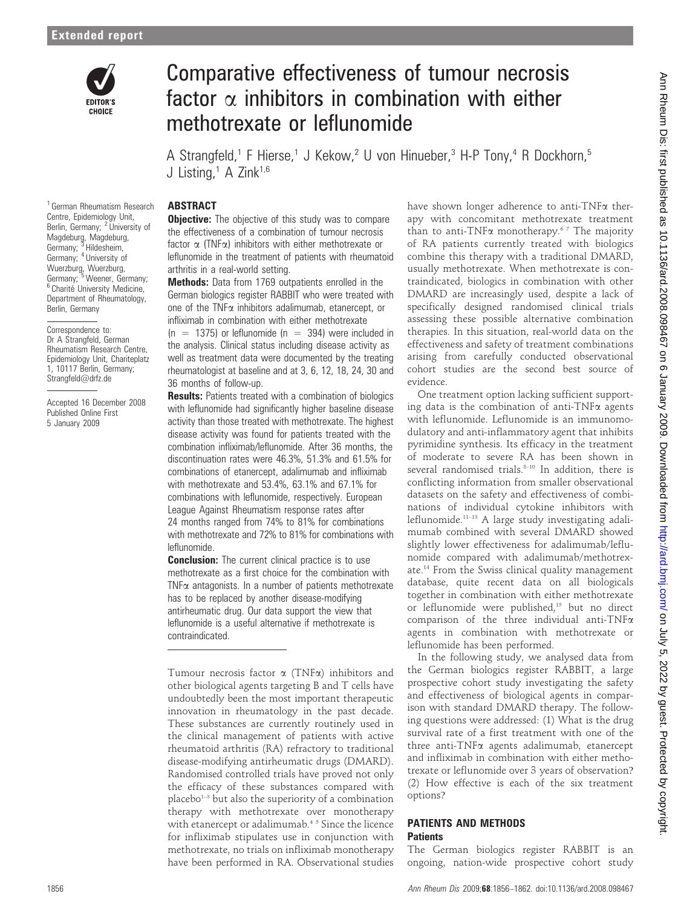Extended report

# Comparative effectiveness of tumour necrosis factor α inhibitors in combination with either methotrexate or leflunomide

A Strangfeld,[1] F Hierse,[1] J Kekow,[2] U von Hinueber,[3] H-P Tony,[4] R Dockhorn,[5] J Listing,[1] A Zink[1,6]

[1] German Rheumatism Research Centre, Epidemiology Unit, Berlin, Germany; [2] University of Magdeburg, Magdeburg, Germany; [3] Hildesheim, Germany; [4] University of Wuerzburg, Wuerzburg, Germany; [5] Weener, Germany; [6] Charité University Medicine, Department of Rheumatology, Berlin, Germany

Correspondence to: Dr A Strangfeld, German Rheumatism Research Centre, Epidemiology Unit, Chariteplatz 1, 10117 Berlin, Germany; Strangfeld@drfz.de

Accepted 16 December 2008
Published Online First 5 January 2009

## ABSTRACT

**Objective:** The objective of this study was to compare the effectiveness of a combination of tumour necrosis factor α (TNFα) inhibitors with either methotrexate or leflunomide in the treatment of patients with rheumatoid arthritis in a real-world setting.

**Methods:** Data from 1769 outpatients enrolled in the German biologics register RABBIT who were treated with one of the TNFα inhibitors adalimumab, etanercept, or infliximab in combination with either methotrexate (n = 1375) or leflunomide (n = 394) were included in the analysis. Clinical status including disease activity as well as treatment data were documented by the treating rheumatologist at baseline and at 3, 6, 12, 18, 24, 30 and 36 months of follow-up.

**Results:** Patients treated with a combination of biologics with leflunomide had significantly higher baseline disease activity than those treated with methotrexate. The highest disease activity was found for patients treated with the combination infliximab/leflunomide. After 36 months, the discontinuation rates were 46.3%, 51.3% and 61.5% for combinations of etanercept, adalimumab and infliximab with methotrexate and 53.4%, 63.1% and 67.1% for combinations with leflunomide, respectively. European League Against Rheumatism response rates after 24 months ranged from 74% to 81% for combinations with methotrexate and 72% to 81% for combinations with leflunomide.

**Conclusion:** The current clinical practice is to use methotrexate as a first choice for the combination with TNFα antagonists. In a number of patients methotrexate has to be replaced by another disease-modifying antirheumatic drug. Our data support the view that leflunomide is a useful alternative if methotrexate is contraindicated.

Tumour necrosis factor α (TNFα) inhibitors and other biological agents targeting B and T cells have undoubtedly been the most important therapeutic innovation in rheumatology in the past decade. These substances are currently routinely used in the clinical management of patients with active rheumatoid arthritis (RA) refractory to traditional disease-modifying antirheumatic drugs (DMARD). Randomised controlled trials have proved not only the efficacy of these substances compared with placebo[1–3] but also the superiority of a combination therapy with methotrexate over monotherapy with etanercept or adalimumab.[4 5] Since the licence for infliximab stipulates use in conjunction with methotrexate, no trials on infliximab monotherapy have been performed in RA. Observational studies have shown longer adherence to anti-TNFα therapy with concomitant methotrexate treatment than to anti-TNFα monotherapy.[6 7] The majority of RA patients currently treated with biologics combine this therapy with a traditional DMARD, usually methotrexate. When methotrexate is contraindicated, biologics in combination with other DMARD are increasingly used, despite a lack of specifically designed randomised clinical trials assessing these possible alternative combination therapies. In this situation, real-world data on the effectiveness and safety of treatment combinations arising from carefully conducted observational cohort studies are the second best source of evidence.

One treatment option lacking sufficient supporting data is the combination of anti-TNFα agents with leflunomide. Leflunomide is an immunomodulatory and anti-inflammatory agent that inhibits pyrimidine synthesis. Its efficacy in the treatment of moderate to severe RA has been shown in several randomised trials.[8–10] In addition, there is conflicting information from smaller observational datasets on the safety and effectiveness of combinations of individual cytokine inhibitors with leflunomide.[11–13] A large study investigating adalimumab combined with several DMARD showed slightly lower effectiveness for adalimumab/leflunomide compared with adalimumab/methotrexate.[14] From the Swiss clinical quality management database, quite recent data on all biologicals together in combination with either methotrexate or leflunomide were published,[15] but no direct comparison of the three individual anti-TNFα agents in combination with methotrexate or leflunomide has been performed.

In the following study, we analysed data from the German biologics register RABBIT, a large prospective cohort study investigating the safety and effectiveness of biological agents in comparison with standard DMARD therapy. The following questions were addressed: (1) What is the drug survival rate of a first treatment with one of the three anti-TNFα agents adalimumab, etanercept and infliximab in combination with either methotrexate or leflunomide over 3 years of observation? (2) How effective is each of the six treatment options?

## PATIENTS AND METHODS

### Patients

The German biologics register RABBIT is an ongoing, nation-wide prospective cohort study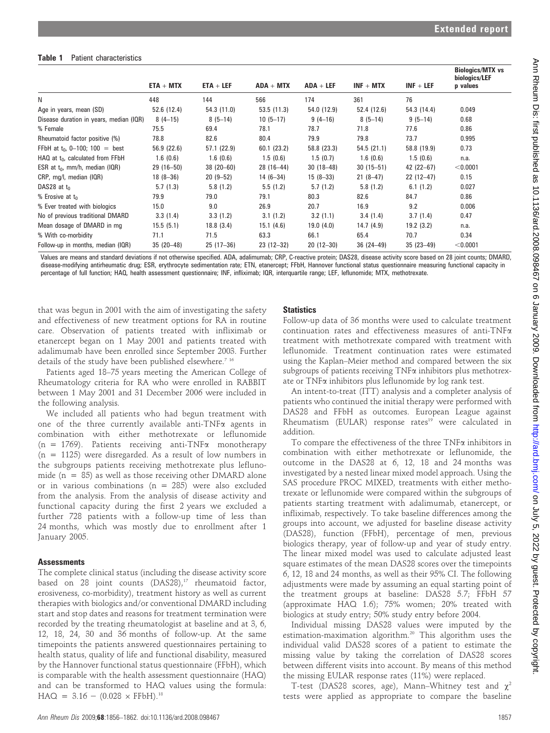**Table 1** Patient characteristics

| | ETA + MTX | ETA + LEF | ADA + MTX | ADA + LEF | INF + MTX | INF + LEF | Biologics/MTX vs biologics/LEF p values |
|---|---|---|---|---|---|---|---|
| N | 448 | 144 | 566 | 174 | 361 | 76 | |
| Age in years, mean (SD) | 52.6 (12.4) | 54.3 (11.0) | 53.5 (11.3) | 54.0 (12.9) | 52.4 (12.6) | 54.3 (14.4) | 0.049 |
| Disease duration in years, median (IQR) | 8 (4–15) | 8 (5–14) | 10 (5–17) | 9 (4–16) | 8 (5–14) | 9 (5–14) | 0.68 |
| % Female | 75.5 | 69.4 | 78.1 | 78.7 | 71.8 | 77.6 | 0.86 |
| Rheumatoid factor positive (%) | 78.8 | 82.6 | 80.4 | 79.9 | 79.8 | 73.7 | 0.995 |
| FFbH at $t_0$, 0–100; 100 = best | 56.9 (22.6) | 57.1 (22.9) | 60.1 (23.2) | 58.8 (23.3) | 54.5 (21.1) | 58.8 (19.9) | 0.73 |
| HAQ at $t_0$, calculated from FFbH | 1.6 (0.6) | 1.6 (0.6) | 1.5 (0.6) | 1.5 (0.7) | 1.6 (0.6) | 1.5 (0.6) | n.a. |
| ESR at $t_0$, mm/h, median (IQR) | 29 (16–50) | 38 (20–60) | 28 (16–44) | 30 (18–48) | 30 (15–51) | 42 (22–67) | <0.0001 |
| CRP, mg/l, median (IQR) | 18 (8–36) | 20 (9–52) | 14 (6–34) | 15 (8–33) | 21 (8–47) | 22 (12–47) | 0.15 |
| DAS28 at $t_0$ | 5.7 (1.3) | 5.8 (1.2) | 5.5 (1.2) | 5.7 (1.2) | 5.8 (1.2) | 6.1 (1.2) | 0.027 |
| % Erosive at $t_0$ | 79.9 | 79.0 | 79.1 | 80.3 | 82.6 | 84.7 | 0.86 |
| % Ever treated with biologics | 15.0 | 9.0 | 26.9 | 20.7 | 16.9 | 9.2 | 0.006 |
| No of previous traditional DMARD | 3.3 (1.4) | 3.3 (1.2) | 3.1 (1.2) | 3.2 (1.1) | 3.4 (1.4) | 3.7 (1.4) | 0.47 |
| Mean dosage of DMARD in mg | 15.5 (5.1) | 18.8 (3.4) | 15.1 (4.6) | 19.0 (4.0) | 14.7 (4.9) | 19.2 (3.2) | n.a. |
| % With co-morbidity | 71.1 | 71.5 | 63.3 | 66.1 | 65.4 | 70.7 | 0.34 |
| Follow-up in months, median (IQR) | 35 (20–48) | 25 (17–36) | 23 (12–32) | 20 (12–30) | 36 (24–49) | 35 (23–49) | <0.0001 |

Values are means and standard deviations if not otherwise specified. ADA, adalimumab; CRP, C-reactive protein; DAS28, disease activity score based on 28 joint counts; DMARD, disease-modifying antirheumatic drug; ESR, erythrocyte sedimentation rate; ETN, etanercept; FFbH, Hannover functional status questionnaire measuring functional capacity in percentage of full function; HAQ, health assessment questionnaire; INF, infliximab; IQR, interquartile range; LEF, leflunomide; MTX, methotrexate.

that was begun in 2001 with the aim of investigating the safety and effectiveness of new treatment options for RA in routine care. Observation of patients treated with infliximab or etanercept began on 1 May 2001 and patients treated with adalimumab have been enrolled since September 2003. Further details of the study have been published elsewhere.[7 16]

Patients aged 18–75 years meeting the American College of Rheumatology criteria for RA who were enrolled in RABBIT between 1 May 2001 and 31 December 2006 were included in the following analysis.

We included all patients who had begun treatment with one of the three currently available anti-TNFα agents in combination with either methotrexate or leflunomide (n = 1769). Patients receiving anti-TNFα monotherapy (n = 1125) were disregarded. As a result of low numbers in the subgroups patients receiving methotrexate plus leflunomide (n = 85) as well as those receiving other DMARD alone or in various combinations (n = 285) were also excluded from the analysis. From the analysis of disease activity and functional capacity during the first 2 years we excluded a further 728 patients with a follow-up time of less than 24 months, which was mostly due to enrollment after 1 January 2005.

### Assessments

The complete clinical status (including the disease activity score based on 28 joint counts (DAS28),[17] rheumatoid factor, erosiveness, co-morbidity), treatment history as well as current therapies with biologics and/or conventional DMARD including start and stop dates and reasons for treatment termination were recorded by the treating rheumatologist at baseline and at 3, 6, 12, 18, 24, 30 and 36 months of follow-up. At the same timepoints the patients answered questionnaires pertaining to health status, quality of life and functional disability, measured by the Hannover functional status questionnaire (FFbH), which is comparable with the health assessment questionnaire (HAQ) and can be transformed to HAQ values using the formula: $HAQ = 3.16 - (0.028 \times FFbH)$.[18]

### Statistics

Follow-up data of 36 months were used to calculate treatment continuation rates and effectiveness measures of anti-TNFα treatment with methotrexate compared with treatment with leflunomide. Treatment continuation rates were estimated using the Kaplan–Meier method and compared between the six subgroups of patients receiving TNFα inhibitors plus methotrexate or TNFα inhibitors plus leflunomide by log rank test.

An intent-to-treat (ITT) analysis and a completer analysis of patients who continued the initial therapy were performed with DAS28 and FFbH as outcomes. European League against Rheumatism (EULAR) response rates[19] were calculated in addition.

To compare the effectiveness of the three TNFα inhibitors in combination with either methotrexate or leflunomide, the outcome in the DAS28 at 6, 12, 18 and 24 months was investigated by a nested linear mixed model approach. Using the SAS procedure PROC MIXED, treatments with either methotrexate or leflunomide were compared within the subgroups of patients starting treatment with adalimumab, etanercept, or infliximab, respectively. To take baseline differences among the groups into account, we adjusted for baseline disease activity (DAS28), function (FFbH), percentage of men, previous biologics therapy, year of follow-up and year of study entry. The linear mixed model was used to calculate adjusted least square estimates of the mean DAS28 scores over the timepoints 6, 12, 18 and 24 months, as well as their 95% CI. The following adjustments were made by assuming an equal starting point of the treatment groups at baseline: DAS28 5.7; FFbH 57 (approximate HAQ 1.6); 75% women; 20% treated with biologics at study entry; 50% study entry before 2004.

Individual missing DAS28 values were imputed by the estimation-maximation algorithm.[20] This algorithm uses the individual valid DAS28 scores of a patient to estimate the missing value by taking the correlation of DAS28 scores between different visits into account. By means of this method the missing EULAR response rates (11%) were replaced.

T-test (DAS28 scores, age), Mann–Whitney test and $\chi^2$ tests were applied as appropriate to compare the baseline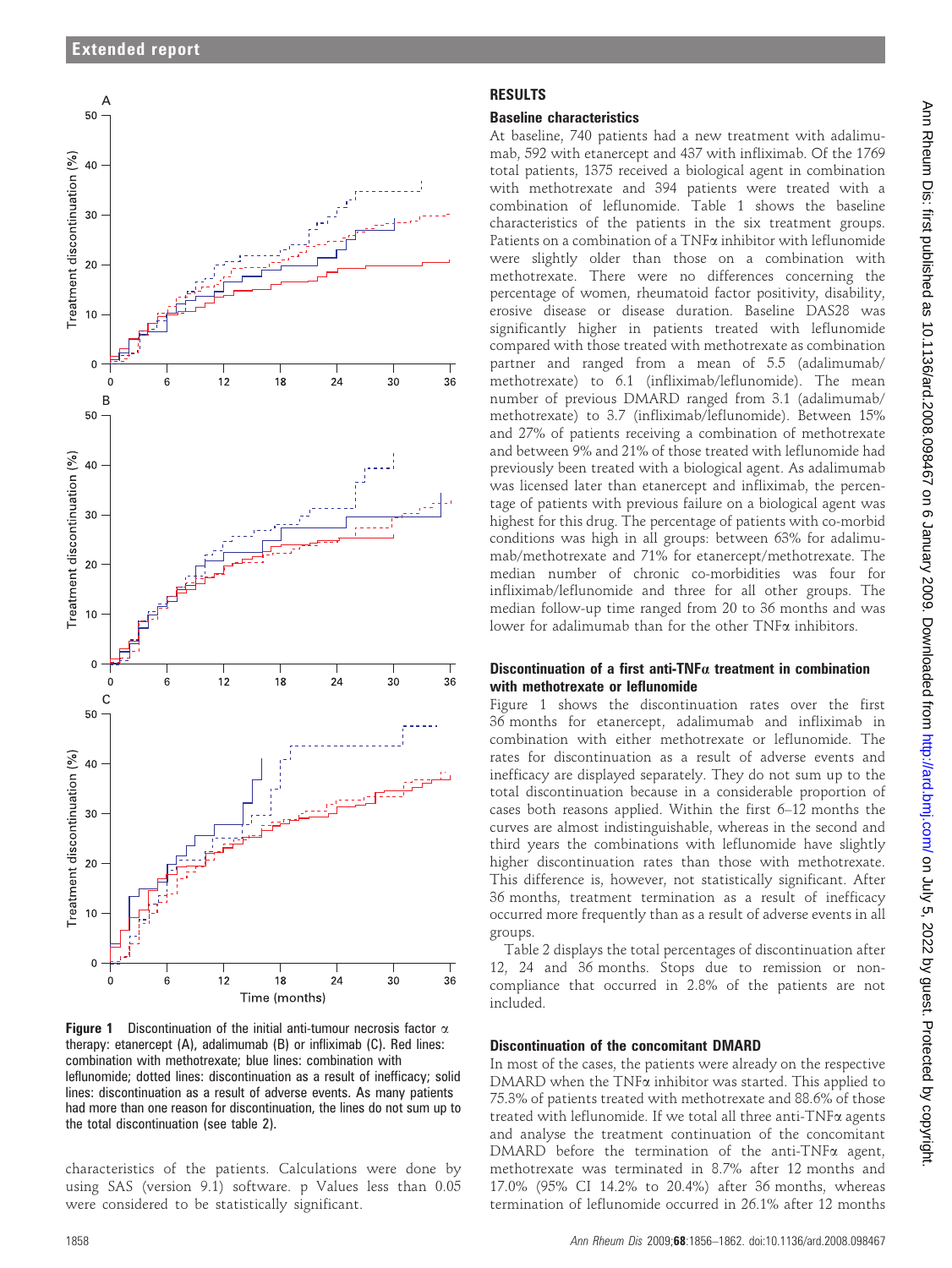Figure 1 Discontinuation of the initial anti-tumour necrosis factor α therapy: etanercept (A), adalimumab (B) or infliximab (C). Red lines: combination with methotrexate; blue lines: combination with leflunomide; dotted lines: discontinuation as a result of inefficacy; solid lines: discontinuation as a result of adverse events. As many patients had more than one reason for discontinuation, the lines do not sum up to the total discontinuation (see table 2).

characteristics of the patients. Calculations were done by using SAS (version 9.1) software. p Values less than 0.05 were considered to be statistically significant.

## RESULTS

### Baseline characteristics

At baseline, 740 patients had a new treatment with adalimumab, 592 with etanercept and 437 with infliximab. Of the 1769 total patients, 1375 received a biological agent in combination with methotrexate and 394 patients were treated with a combination of leflunomide. Table 1 shows the baseline characteristics of the patients in the six treatment groups. Patients on a combination of a TNFα inhibitor with leflunomide were slightly older than those on a combination with methotrexate. There were no differences concerning the percentage of women, rheumatoid factor positivity, disability, erosive disease or disease duration. Baseline DAS28 was significantly higher in patients treated with leflunomide compared with those treated with methotrexate as combination partner and ranged from a mean of 5.5 (adalimumab/methotrexate) to 6.1 (infliximab/leflunomide). The mean number of previous DMARD ranged from 3.1 (adalimumab/methotrexate) to 3.7 (infliximab/leflunomide). Between 15% and 27% of patients receiving a combination of methotrexate and between 9% and 21% of those treated with leflunomide had previously been treated with a biological agent. As adalimumab was licensed later than etanercept and infliximab, the percentage of patients with previous failure on a biological agent was highest for this drug. The percentage of patients with co-morbid conditions was high in all groups: between 63% for adalimumab/methotrexate and 71% for etanercept/methotrexate. The median number of chronic co-morbidities was four for infliximab/leflunomide and three for all other groups. The median follow-up time ranged from 20 to 36 months and was lower for adalimumab than for the other TNFα inhibitors.

### Discontinuation of a first anti-TNFα treatment in combination with methotrexate or leflunomide

Figure 1 shows the discontinuation rates over the first 36 months for etanercept, adalimumab and infliximab in combination with either methotrexate or leflunomide. The rates for discontinuation as a result of adverse events and inefficacy are displayed separately. They do not sum up to the total discontinuation because in a considerable proportion of cases both reasons applied. Within the first 6–12 months the curves are almost indistinguishable, whereas in the second and third years the combinations with leflunomide have slightly higher discontinuation rates than those with methotrexate. This difference is, however, not statistically significant. After 36 months, treatment termination as a result of inefficacy occurred more frequently than as a result of adverse events in all groups.

Table 2 displays the total percentages of discontinuation after 12, 24 and 36 months. Stops due to remission or non-compliance that occurred in 2.8% of the patients are not included.

### Discontinuation of the concomitant DMARD

In most of the cases, the patients were already on the respective DMARD when the TNFα inhibitor was started. This applied to 75.3% of patients treated with methotrexate and 88.6% of those treated with leflunomide. If we total all three anti-TNFα agents and analyse the treatment continuation of the concomitant DMARD before the termination of the anti-TNFα agent, methotrexate was terminated in 8.7% after 12 months and 17.0% (95% CI 14.2% to 20.4%) after 36 months, whereas termination of leflunomide occurred in 26.1% after 12 months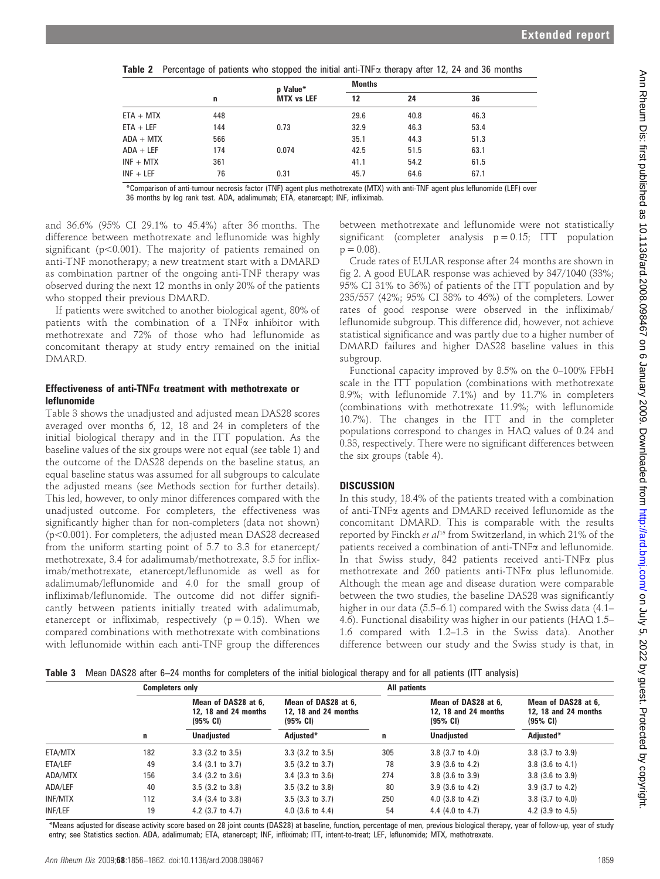**Table 2** Percentage of patients who stopped the initial anti-TNFα therapy after 12, 24 and 36 months

| | n | p Value* MTX vs LEF | Months 12 | 24 | 36 |
|---|---|---|---|---|---|
| ETA + MTX | 448 | | 29.6 | 40.8 | 46.3 |
| ETA + LEF | 144 | 0.73 | 32.9 | 46.3 | 53.4 |
| ADA + MTX | 566 | | 35.1 | 44.3 | 51.3 |
| ADA + LEF | 174 | 0.074 | 42.5 | 51.5 | 63.1 |
| INF + MTX | 361 | | 41.1 | 54.2 | 61.5 |
| INF + LEF | 76 | 0.31 | 45.7 | 64.6 | 67.1 |

*Comparison of anti-tumour necrosis factor (TNF) agent plus methotrexate (MTX) with anti-TNF agent plus leflunomide (LEF) over 36 months by log rank test. ADA, adalimumab; ETA, etanercept; INF, infliximab.

and 36.6% (95% CI 29.1% to 45.4%) after 36 months. The difference between methotrexate and leflunomide was highly significant ($p<0.001$). The majority of patients remained on anti-TNF monotherapy; a new treatment start with a DMARD as combination partner of the ongoing anti-TNF therapy was observed during the next 12 months in only 20% of the patients who stopped their previous DMARD.

If patients were switched to another biological agent, 80% of patients with the combination of a TNFα inhibitor with methotrexate and 72% of those who had leflunomide as concomitant therapy at study entry remained on the initial DMARD.

### Effectiveness of anti-TNFα treatment with methotrexate or leflunomide

Table 3 shows the unadjusted and adjusted mean DAS28 scores averaged over months 6, 12, 18 and 24 in completers of the initial biological therapy and in the ITT population. As the baseline values of the six groups were not equal (see table 1) and the outcome of the DAS28 depends on the baseline status, an equal baseline status was assumed for all subgroups to calculate the adjusted means (see Methods section for further details). This led, however, to only minor differences compared with the unadjusted outcome. For completers, the effectiveness was significantly higher than for non-completers (data not shown) ($p<0.001$). For completers, the adjusted mean DAS28 decreased from the uniform starting point of 5.7 to 3.3 for etanercept/methotrexate, 3.4 for adalimumab/methotrexate, 3.5 for infliximab/methotrexate, etanercept/leflunomide as well as for adalimumab/leflunomide and 4.0 for the small group of infliximab/leflunomide. The outcome did not differ significantly between patients initially treated with adalimumab, etanercept or infliximab, respectively ($p = 0.15$). When we compared combinations with methotrexate with combinations with leflunomide within each anti-TNF group the differences between methotrexate and leflunomide were not statistically significant (completer analysis $p = 0.15$; ITT population $p = 0.08$).

Crude rates of EULAR response after 24 months are shown in fig 2. A good EULAR response was achieved by 347/1040 (33%; 95% CI 31% to 36%) of patients of the ITT population and by 235/557 (42%; 95% CI 38% to 46%) of the completers. Lower rates of good response were observed in the infliximab/leflunomide subgroup. This difference did, however, not achieve statistical significance and was partly due to a higher number of DMARD failures and higher DAS28 baseline values in this subgroup.

Functional capacity improved by 8.5% on the 0–100% FFbH scale in the ITT population (combinations with methotrexate 8.9%; with leflunomide 7.1%) and by 11.7% in completers (combinations with methotrexate 11.9%; with leflunomide 10.7%). The changes in the ITT and in the completer populations correspond to changes in HAQ values of 0.24 and 0.33, respectively. There were no significant differences between the six groups (table 4).

## DISCUSSION

In this study, 18.4% of the patients treated with a combination of anti-TNFα agents and DMARD received leflunomide as the concomitant DMARD. This is comparable with the results reported by Finckh *et al*[15] from Switzerland, in which 21% of the patients received a combination of anti-TNFα and leflunomide. In that Swiss study, 842 patients received anti-TNFα plus methotrexate and 260 patients anti-TNFα plus leflunomide. Although the mean age and disease duration were comparable between the two studies, the baseline DAS28 was significantly higher in our data (5.5–6.1) compared with the Swiss data (4.1–4.6). Functional disability was higher in our patients (HAQ 1.5–1.6 compared with 1.2–1.3 in the Swiss data). Another difference between our study and the Swiss study is that, in

**Table 3** Mean DAS28 after 6–24 months for completers of the initial biological therapy and for all patients (ITT analysis)

| | Completers only | | | All patients | | |
|---|---|---|---|---|---|---|
| | n | Mean of DAS28 at 6, 12, 18 and 24 months (95% CI) Unadjusted | Mean of DAS28 at 6, 12, 18 and 24 months (95% CI) Adjusted* | n | Mean of DAS28 at 6, 12, 18 and 24 months (95% CI) Unadjusted | Mean of DAS28 at 6, 12, 18 and 24 months (95% CI) Adjusted* |
| ETA/MTX | 182 | 3.3 (3.2 to 3.5) | 3.3 (3.2 to 3.5) | 305 | 3.8 (3.7 to 4.0) | 3.8 (3.7 to 3.9) |
| ETA/LEF | 49 | 3.4 (3.1 to 3.7) | 3.5 (3.2 to 3.7) | 78 | 3.9 (3.6 to 4.2) | 3.8 (3.6 to 4.1) |
| ADA/MTX | 156 | 3.4 (3.2 to 3.6) | 3.4 (3.3 to 3.6) | 274 | 3.8 (3.6 to 3.9) | 3.8 (3.6 to 3.9) |
| ADA/LEF | 40 | 3.5 (3.2 to 3.8) | 3.5 (3.2 to 3.8) | 80 | 3.9 (3.6 to 4.2) | 3.9 (3.7 to 4.2) |
| INF/MTX | 112 | 3.4 (3.4 to 3.8) | 3.5 (3.3 to 3.7) | 250 | 4.0 (3.8 to 4.2) | 3.8 (3.7 to 4.0) |
| INF/LEF | 19 | 4.2 (3.7 to 4.7) | 4.0 (3.6 to 4.4) | 54 | 4.4 (4.0 to 4.7) | 4.2 (3.9 to 4.5) |

*Means adjusted for disease activity score based on 28 joint counts (DAS28) at baseline, function, percentage of men, previous biological therapy, year of follow-up, year of study entry; see Statistics section. ADA, adalimumab; ETA, etanercept; INF, infliximab; ITT, intent-to-treat; LEF, leflunomide; MTX, methotrexate.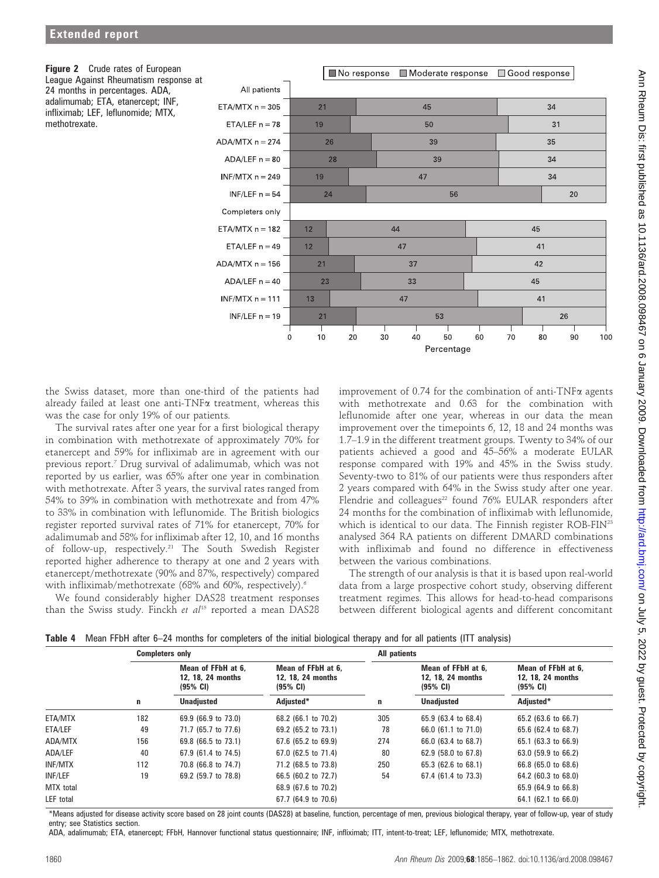**Figure 2** Crude rates of European League Against Rheumatism response at 24 months in percentages. ADA, adalimumab; ETA, etanercept; INF, infliximab; LEF, leflunomide; MTX, methotrexate.

| | No response | Moderate response | Good response |
|---|---|---|---|
| **All patients** | | | |
| ETA/MTX n = 305 | 21 | 45 | 34 |
| ETA/LEF n = 78 | 19 | 50 | 31 |
| ADA/MTX n = 274 | 26 | 39 | 35 |
| ADA/LEF n = 80 | 28 | 39 | 34 |
| INF/MTX n = 249 | 19 | 47 | 34 |
| INF/LEF n = 54 | 24 | 56 | 20 |
| **Completers only** | | | |
| ETA/MTX n = 182 | 12 | 44 | 45 |
| ETA/LEF n = 49 | 12 | 47 | 41 |
| ADA/MTX n = 156 | 21 | 37 | 42 |
| ADA/LEF n = 40 | 23 | 33 | 45 |
| INF/MTX n = 111 | 13 | 47 | 41 |
| INF/LEF n = 19 | 21 | 53 | 26 |

the Swiss dataset, more than one-third of the patients had already failed at least one anti-TNFα treatment, whereas this was the case for only 19% of our patients.

The survival rates after one year for a first biological therapy in combination with methotrexate of approximately 70% for etanercept and 59% for infliximab are in agreement with our previous report.[7] Drug survival of adalimumab, which was not reported by us earlier, was 65% after one year in combination with methotrexate. After 3 years, the survival rates ranged from 54% to 39% in combination with methotrexate and from 47% to 33% in combination with leflunomide. The British biologics register reported survival rates of 71% for etanercept, 70% for adalimumab and 58% for infliximab after 12, 10, and 16 months of follow-up, respectively.[21] The South Swedish Register reported higher adherence to therapy at one and 2 years with etanercept/methotrexate (90% and 87%, respectively) compared with infliximab/methotrexate (68% and 60%, respectively).[6]

We found considerably higher DAS28 treatment responses than the Swiss study. Finckh *et al*[15] reported a mean DAS28 improvement of 0.74 for the combination of anti-TNFα agents with methotrexate and 0.63 for the combination with leflunomide after one year, whereas in our data the mean improvement over the timepoints 6, 12, 18 and 24 months was 1.7–1.9 in the different treatment groups. Twenty to 34% of our patients achieved a good and 45–56% a moderate EULAR response compared with 19% and 45% in the Swiss study. Seventy-two to 81% of our patients were thus responders after 2 years compared with 64% in the Swiss study after one year. Flendrie and colleagues[22] found 76% EULAR responders after 24 months for the combination of infliximab with leflunomide, which is identical to our data. The Finnish register ROB-FIN[23] analysed 364 RA patients on different DMARD combinations with infliximab and found no difference in effectiveness between the various combinations.

The strength of our analysis is that it is based upon real-world data from a large prospective cohort study, observing different treatment regimes. This allows for head-to-head comparisons between different biological agents and different concomitant

**Table 4** Mean FFbH after 6–24 months for completers of the initial biological therapy and for all patients (ITT analysis)

| | Completers only | | | All patients | | |
|---|---|---|---|---|---|---|
| | | Mean of FFbH at 6, 12, 18, 24 months (95% CI) | Mean of FFbH at 6, 12, 18, 24 months (95% CI) | | Mean of FFbH at 6, 12, 18, 24 months (95% CI) | Mean of FFbH at 6, 12, 18, 24 months (95% CI) |
| | n | Unadjusted | Adjusted* | n | Unadjusted | Adjusted* |
| ETA/MTX | 182 | 69.9 (66.9 to 73.0) | 68.2 (66.1 to 70.2) | 305 | 65.9 (63.4 to 68.4) | 65.2 (63.6 to 66.7) |
| ETA/LEF | 49 | 71.7 (65.7 to 77.6) | 69.2 (65.2 to 73.1) | 78 | 66.0 (61.1 to 71.0) | 65.6 (62.4 to 68.7) |
| ADA/MTX | 156 | 69.8 (66.5 to 73.1) | 67.6 (65.2 to 69.9) | 274 | 66.0 (63.4 to 68.7) | 65.1 (63.3 to 66.9) |
| ADA/LEF | 40 | 67.9 (61.4 to 74.5) | 67.0 (62.5 to 71.4) | 80 | 62.9 (58.0 to 67.8) | 63.0 (59.9 to 66.2) |
| INF/MTX | 112 | 70.8 (66.8 to 74.7) | 71.2 (68.5 to 73.8) | 250 | 65.3 (62.6 to 68.1) | 66.8 (65.0 to 68.6) |
| INF/LEF | 19 | 69.2 (59.7 to 78.8) | 66.5 (60.2 to 72.7) | 54 | 67.4 (61.4 to 73.3) | 64.2 (60.3 to 68.0) |
| MTX total | | | 68.9 (67.6 to 70.2) | | | 65.9 (64.9 to 66.8) |
| LEF total | | | 67.7 (64.9 to 70.6) | | | 64.1 (62.1 to 66.0) |

*Means adjusted for disease activity score based on 28 joint counts (DAS28) at baseline, function, percentage of men, previous biological therapy, year of follow-up, year of study entry; see Statistics section.

ADA, adalimumab; ETA, etanercept; FFbH, Hannover functional status questionnaire; INF, infliximab; ITT, intent-to-treat; LEF, leflunomide; MTX, methotrexate.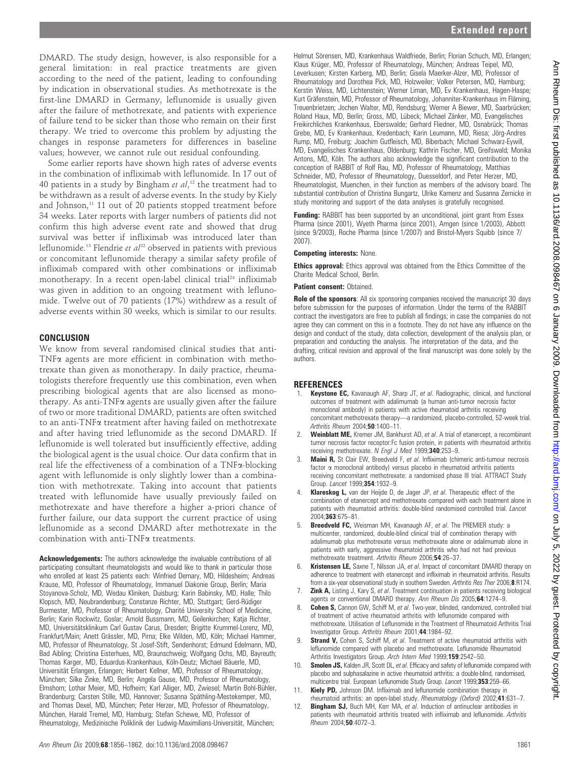DMARD. The study design, however, is also responsible for a general limitation: in real practice treatments are given according to the need of the patient, leading to confounding by indication in observational studies. As methotrexate is the first-line DMARD in Germany, leflunomide is usually given after the failure of methotrexate, and patients with experience of failure tend to be sicker than those who remain on their first therapy. We tried to overcome this problem by adjusting the changes in response parameters for differences in baseline values; however, we cannot rule out residual confounding.

Some earlier reports have shown high rates of adverse events in the combination of infliximab with leflunomide. In 17 out of 40 patients in a study by Bingham *et al*,[12] the treatment had to be withdrawn as a result of adverse events. In the study by Kiely and Johnson,[11] 11 out of 20 patients stopped treatment before 34 weeks. Later reports with larger numbers of patients did not confirm this high adverse event rate and showed that drug survival was better if infliximab was introduced later than leflunomide.[13] Flendrie *et al*[22] observed in patients with previous or concomitant leflunomide therapy a similar safety profile of infliximab compared with other combinations or infliximab monotherapy. In a recent open-label clinical trial[24] infliximab was given in addition to an ongoing treatment with leflunomide. Twelve out of 70 patients (17%) withdrew as a result of adverse events within 30 weeks, which is similar to our results.

## CONCLUSION

We know from several randomised clinical studies that anti-TNFα agents are more efficient in combination with methotrexate than given as monotherapy. In daily practice, rheumatologists therefore frequently use this combination, even when prescribing biological agents that are also licensed as monotherapy. As anti-TNFα agents are usually given after the failure of two or more traditional DMARD, patients are often switched to an anti-TNFα treatment after having failed on methotrexate and after having tried leflunomide as the second DMARD. If leflunomide is well tolerated but insufficiently effective, adding the biological agent is the usual choice. Our data confirm that in real life the effectiveness of a combination of a TNFα-blocking agent with leflunomide is only slightly lower than a combination with methotrexate. Taking into account that patients treated with leflunomide have usually previously failed on methotrexate and have therefore a higher a-priori chance of further failure, our data support the current practice of using leflunomide as a second DMARD after methotrexate in the combination with anti-TNFα treatments.

**Acknowledgements:** The authors acknowledge the invaluable contributions of all participating consultant rheumatologists and would like to thank in particular those who enrolled at least 25 patients each: Winfried Demary, MD, Hildesheim; Andreas Krause, MD, Professor of Rheumatology, Immanuel Diakonie Group, Berlin; Maria Stoyanova-Scholz, MD, Wedau Kliniken, Duisburg; Karin Babinsky, MD, Halle; Thilo Klopsch, MD, Neubrandenburg; Constanze Richter, MD, Stuttgart; Gerd-Rüdiger Burmester, MD, Professor of Rheumatology, Charité University School of Medicine, Berlin; Karin Rockwitz, Goslar; Arnold Bussmann, MD, Geilenkirchen; Katja Richter, MD, Universitätsklinikum Carl Gustav Carus, Dresden; Brigitte Krummel-Lorenz, MD, Frankfurt/Main; Anett Grässler, MD, Pirna; Elke Wilden, MD, Köln; Michael Hammer, MD, Professor of Rheumatology, St Josef-Stift, Sendenhorst; Edmund Edelmann, MD, Bad Aibling; Christina Eisterhues, MD, Braunschweig; Wolfgang Ochs, MD, Bayreuth; Thomas Karger, MD, Eduardus-Krankenhaus, Köln-Deutz; Michael Bäuerle, MD, Universität Erlangen, Erlangen; Herbert Kellner, MD, Professor of Rheumatology, München; Silke Zinke, MD, Berlin; Angela Gause, MD, Professor of Rheumatology, Elmshorn; Lothar Meier, MD, Hofheim; Karl Alliger, MD, Zwiesel; Martin Bohl-Bühler, Brandenburg; Carsten Stille, MD, Hannover; Susanna Späthling-Mestekemper, MD, and Thomas Dexel, MD, München; Peter Herzer, MD, Professor of Rheumatology, München, Harald Tremel, MD, Hamburg; Stefan Schewe, MD, Professor of Rheumatology, Medizinische Poliklinik der Ludwig-Maximilians-Universität, München; Helmut Sörensen, MD, Krankenhaus Waldfriede, Berlin; Florian Schuch, MD, Erlangen; Klaus Krüger, MD, Professor of Rheumatology, München; Andreas Teipel, MD, Leverkusen; Kirsten Karberg, MD, Berlin; Gisela Maerker-Alzer, MD, Professor of Rheumatology and Dorothea Pick, MD, Holzweiler; Volker Petersen, MD, Hamburg; Kerstin Weiss, MD, Lichtenstein; Werner Liman, MD, Ev Krankenhaus, Hagen-Haspe; Kurt Gräfenstein, MD, Professor of Rheumatology, Johanniter-Krankenhaus im Fläming, Treuenbrietzen; Jochen Walter, MD, Rendsburg; Werner A Biewer, MD, Saarbrücken; Roland Haux, MD, Berlin; Gross, MD, Lübeck; Michael Zänker, MD, Evangelisches Freikirchliches Krankenhaus, Eberswalde; Gerhard Fliedner, MD, Osnabrück; Thomas Grebe, MD, Ev Krankenhaus, Kredenbach; Karin Leumann, MD, Riesa; Jörg-Andres Rump, MD, Freiburg; Joachim Gutfleisch, MD, Biberbach; Michael Schwarz-Eywill, MD, Evangelisches Krankenhaus, Oldenburg; Kathrin Fischer, MD, Greifswald; Monika Antons, MD, Köln. The authors also acknowledge the significant contribution to the conception of RABBIT of Rolf Rau, MD, Professor of Rheumatology, Matthias Schneider, MD, Professor of Rheumatology, Duesseldorf, and Peter Herzer, MD, Rheumatologist, Muenchen, in their function as members of the advisory board. The substantial contribution of Christina Bungartz, Ulrike Kamenz and Susanna Zernicke in study monitoring and support of the data analyses is gratefully recognised.

**Funding:** RABBIT has been supported by an unconditional, joint grant from Essex Pharma (since 2001), Wyeth Pharma (since 2001), Amgen (since 1/2003), Abbott (since 9/2003), Roche Pharma (since 1/2007) and Bristol-Myers Squibb (since 7/2007).

**Competing interests:** None.

**Ethics approval:** Ethics approval was obtained from the Ethics Committee of the Charite Medical School, Berlin.

**Patient consent:** Obtained.

**Role of the sponsors**: All six sponsoring companies received the manuscript 30 days before submission for the purposes of information. Under the terms of the RABBIT contract the investigators are free to publish all findings; in case the companies do not agree they can comment on this in a footnote. They do not have any influence on the design and conduct of the study, data collection, development of the analysis plan, or preparation and conducting the analysis. The interpretation of the data, and the drafting, critical revision and approval of the final manuscript was done solely by the authors.

## REFERENCES

1. **Keystone EC,** Kavanaugh AF, Sharp JT, *et al*. Radiographic, clinical, and functional outcomes of treatment with adalimumab (a human anti-tumor necrosis factor monoclonal antibody) in patients with active rheumatoid arthritis receiving concomitant methotrexate therapy—a randomized, placebo-controlled, 52-week trial. *Arthritis Rheum* 2004;**50**:1400–11.
2. **Weinblatt ME,** Kremer JM, Bankhurst AD, *et al*. A trial of etanercept, a recombinant tumor necrosis factor receptor:Fc fusion protein, in patients with rheumatoid arthritis receiving methotrexate. *N Engl J Med* 1999;**340**:253–9.
3. **Maini R,** St Clair EW, Breedveld F, *et al*. Infliximab (chimeric anti-tumour necrosis factor α monoclonal antibody) versus placebo in rheumatoid arthritis patients receiving concomitant methotrexate: a randomised phase III trial. ATTRACT Study Group. *Lancet* 1999;**354**:1932–9.
4. **Klareskog L,** van der Heijde D, de Jager JP, *et al*. Therapeutic effect of the combination of etanercept and methotrexate compared with each treatment alone in patients with rheumatoid arthritis: double-blind randomised controlled trial. *Lancet* 2004;**363**:675–81.
5. **Breedveld FC,** Weisman MH, Kavanaugh AF, *et al*. The PREMIER study: a multicenter, randomized, double-blind clinical trial of combination therapy with adalimumab plus methotrexate versus methotrexate alone or adalimumab alone in patients with early, aggressive rheumatoid arthritis who had not had previous methotrexate treatment. *Arthritis Rheum* 2006;**54**:26–37.
6. **Kristensen LE,** Saxne T, Nilsson JA, *et al*. Impact of concomitant DMARD therapy on adherence to treatment with etanercept and infliximab in rheumatoid arthritis. Results from a six-year observational study in southern Sweden. *Arthritis Res Ther* 2006;**8**:R174.
7. **Zink A,** Listing J, Kary S, *et al*. Treatment continuation in patients receiving biological agents or conventional DMARD therapy. *Ann Rheum Dis* 2005;**64**:1274–9.
8. **Cohen S,** Cannon GW, Schiff M, *et al*. Two-year, blinded, randomized, controlled trial of treatment of active rheumatoid arthritis with leflunomide compared with methotrexate. Utilisation of Leflunomide in the Treatment of Rheumatoid Arthritis Trial Investigator Group. *Arthritis Rheum* 2001;**44**:1984–92.
9. **Strand V,** Cohen S, Schiff M, *et al*. Treatment of active rheumatoid arthritis with leflunomide compared with placebo and methotrexate. Leflunomide Rheumatoid Arthritis Investigators Group. *Arch Intern Med* 1999;**159**:2542–50.
10. **Smolen JS,** Kalden JR, Scott DL, *et al*. Efficacy and safety of leflunomide compared with placebo and sulphasalazine in active rheumatoid arthritis: a double-blind, randomised, multicentre trial. European Leflunomide Study Group. *Lancet* 1999;**353**:259–66.
11. **Kiely PD,** Johnson DM. Infliximab and leflunomide combination therapy in rheumatoid arthritis: an open-label study. *Rheumatology (Oxford)* 2002;**41**:631–7.
12. **Bingham SJ,** Buch MH, Kerr MA, *et al*. Induction of antinuclear antibodies in patients with rheumatoid arthritis treated with infliximab and leflunomide. *Arthritis Rheum* 2004;**50**:4072–3.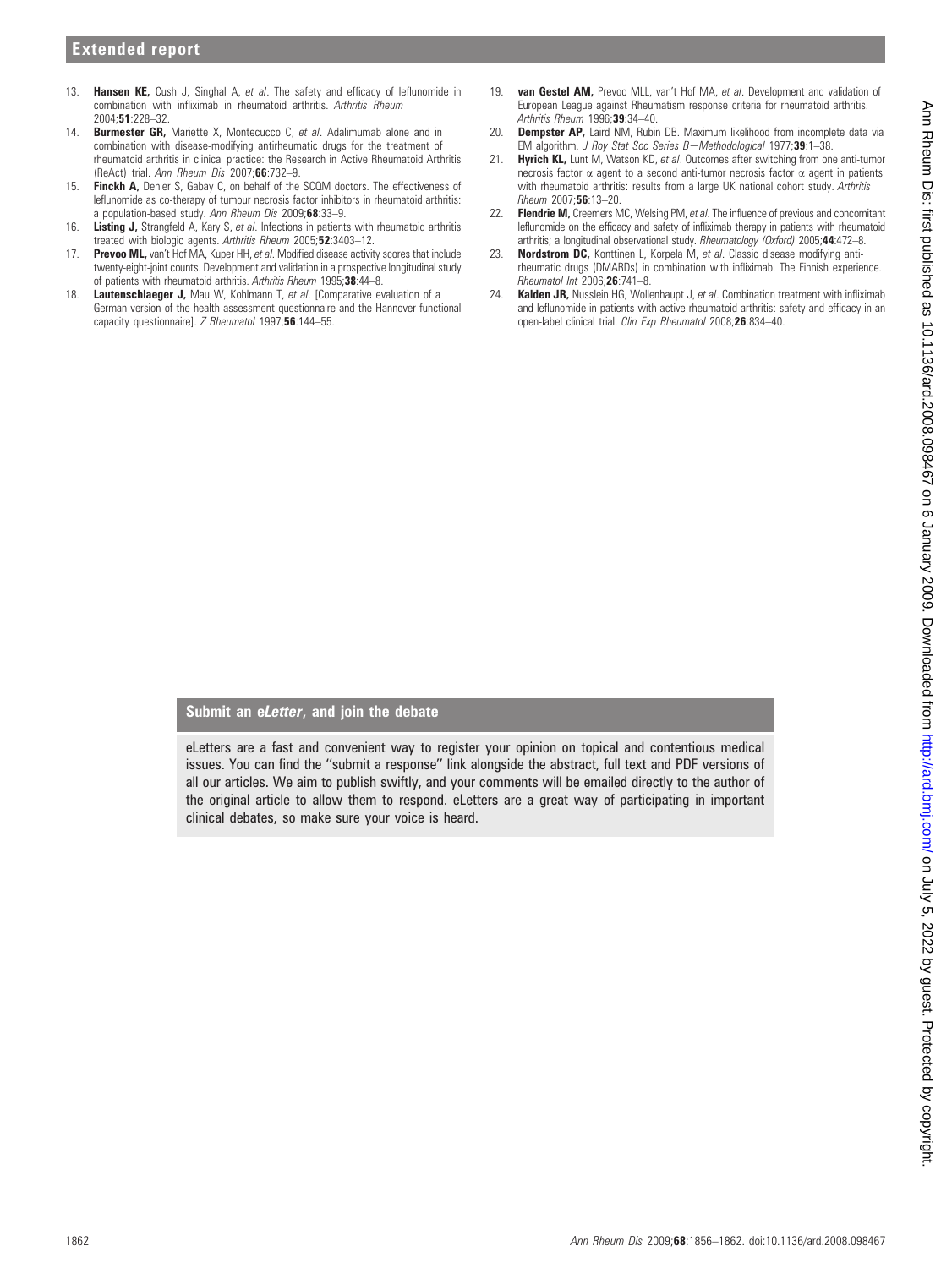13. **Hansen KE,** Cush J, Singhal A, *et al*. The safety and efficacy of leflunomide in combination with infliximab in rheumatoid arthritis. *Arthritis Rheum* 2004;**51**:228–32.
14. **Burmester GR,** Mariette X, Montecucco C, *et al*. Adalimumab alone and in combination with disease-modifying antirheumatic drugs for the treatment of rheumatoid arthritis in clinical practice: the Research in Active Rheumatoid Arthritis (ReAct) trial. *Ann Rheum Dis* 2007;**66**:732–9.
15. **Finckh A,** Dehler S, Gabay C, on behalf of the SCQM doctors. The effectiveness of leflunomide as co-therapy of tumour necrosis factor inhibitors in rheumatoid arthritis: a population-based study. *Ann Rheum Dis* 2009;**68**:33–9.
16. **Listing J,** Strangfeld A, Kary S, *et al*. Infections in patients with rheumatoid arthritis treated with biologic agents. *Arthritis Rheum* 2005;**52**:3403–12.
17. **Prevoo ML,** van't Hof MA, Kuper HH, *et al*. Modified disease activity scores that include twenty-eight-joint counts. Development and validation in a prospective longitudinal study of patients with rheumatoid arthritis. *Arthritis Rheum* 1995;**38**:44–8.
18. **Lautenschlaeger J,** Mau W, Kohlmann T, *et al*. [Comparative evaluation of a German version of the health assessment questionnaire and the Hannover functional capacity questionnaire]. *Z Rheumatol* 1997;**56**:144–55.
19. **van Gestel AM,** Prevoo MLL, van't Hof MA, *et al*. Development and validation of European League against Rheumatism response criteria for rheumatoid arthritis. *Arthritis Rheum* 1996;**39**:34–40.
20. **Dempster AP,** Laird NM, Rubin DB. Maximum likelihood from incomplete data via EM algorithm. *J Roy Stat Soc Series B—Methodological* 1977;**39**:1–38.
21. **Hyrich KL,** Lunt M, Watson KD, *et al*. Outcomes after switching from one anti-tumor necrosis factor α agent to a second anti-tumor necrosis factor α agent in patients with rheumatoid arthritis: results from a large UK national cohort study. *Arthritis Rheum* 2007;**56**:13–20.
22. **Flendrie M,** Creemers MC, Welsing PM, *et al*. The influence of previous and concomitant leflunomide on the efficacy and safety of infliximab therapy in patients with rheumatoid arthritis; a longitudinal observational study. *Rheumatology (Oxford)* 2005;**44**:472–8.
23. **Nordstrom DC,** Konttinen L, Korpela M, *et al*. Classic disease modifying anti-rheumatic drugs (DMARDs) in combination with infliximab. The Finnish experience. *Rheumatol Int* 2006;**26**:741–8.
24. **Kalden JR,** Nusslein HG, Wollenhaupt J, *et al*. Combination treatment with infliximab and leflunomide in patients with active rheumatoid arthritis: safety and efficacy in an open-label clinical trial. *Clin Exp Rheumatol* 2008;**26**:834–40.

## Submit an *eLetter*, and join the debate

eLetters are a fast and convenient way to register your opinion on topical and contentious medical issues. You can find the ''submit a response'' link alongside the abstract, full text and PDF versions of all our articles. We aim to publish swiftly, and your comments will be emailed directly to the author of the original article to allow them to respond. eLetters are a great way of participating in important clinical debates, so make sure your voice is heard.